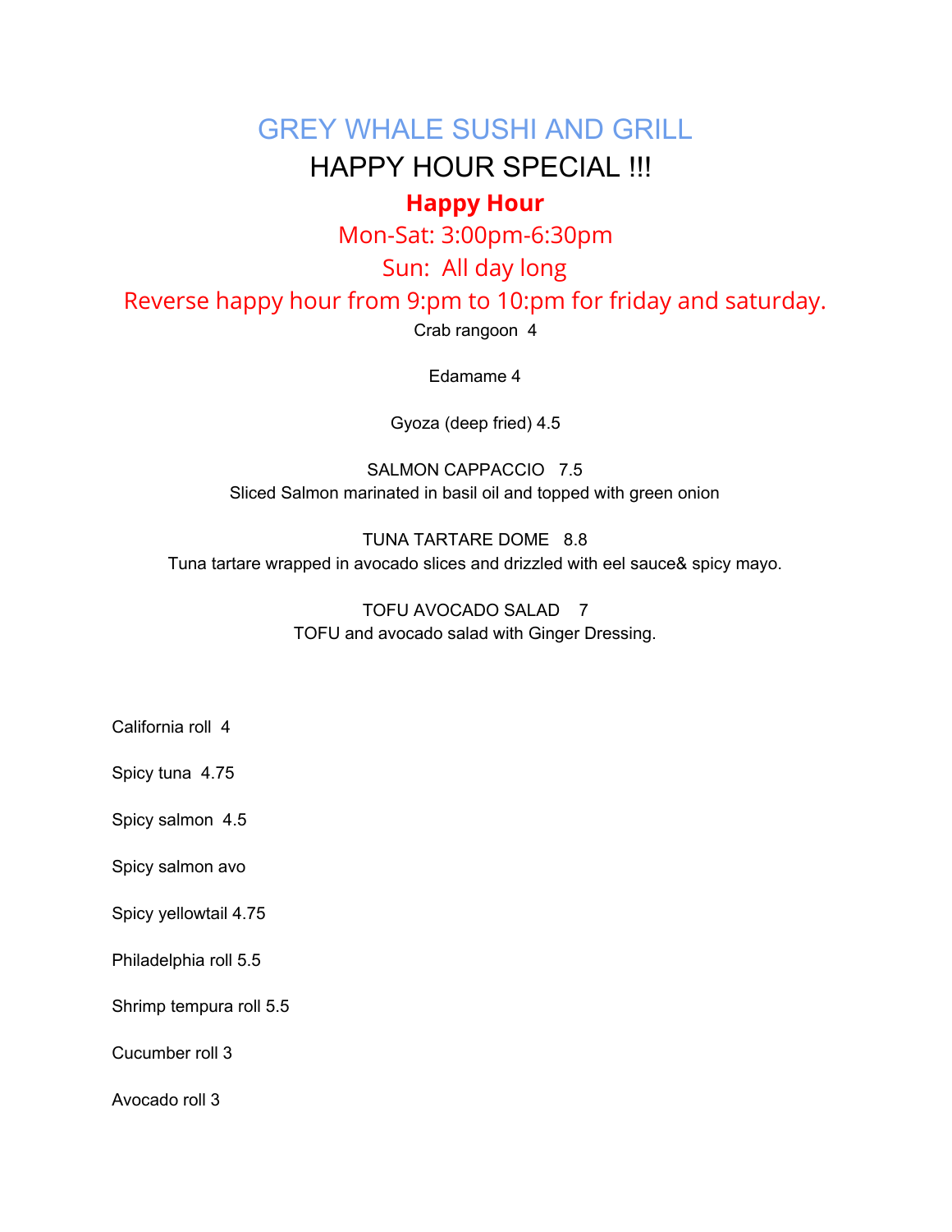# GREY WHALE SUSHI AND GRILL

## HAPPY HOUR SPECIAL !!!

**Happy Hour**

Mon-Sat: 3:00pm-6:30pm

Sun: All day long

Reverse happy hour from 9:pm to 10:pm for friday and saturday.

Crab rangoon 4

Edamame 4

Gyoza (deep fried) 4.5

SALMON CAPPACCIO 7.5
Sliced Salmon marinated in basil oil and topped with green onion

TUNA TARTARE DOME 8.8
Tuna tartare wrapped in avocado slices and drizzled with eel sauce& spicy mayo.

TOFU AVOCADO SALAD 7
TOFU and avocado salad with Ginger Dressing.

California roll 4

Spicy tuna 4.75

Spicy salmon 4.5

Spicy salmon avo

Spicy yellowtail 4.75

Philadelphia roll 5.5

Shrimp tempura roll 5.5

Cucumber roll 3

Avocado roll 3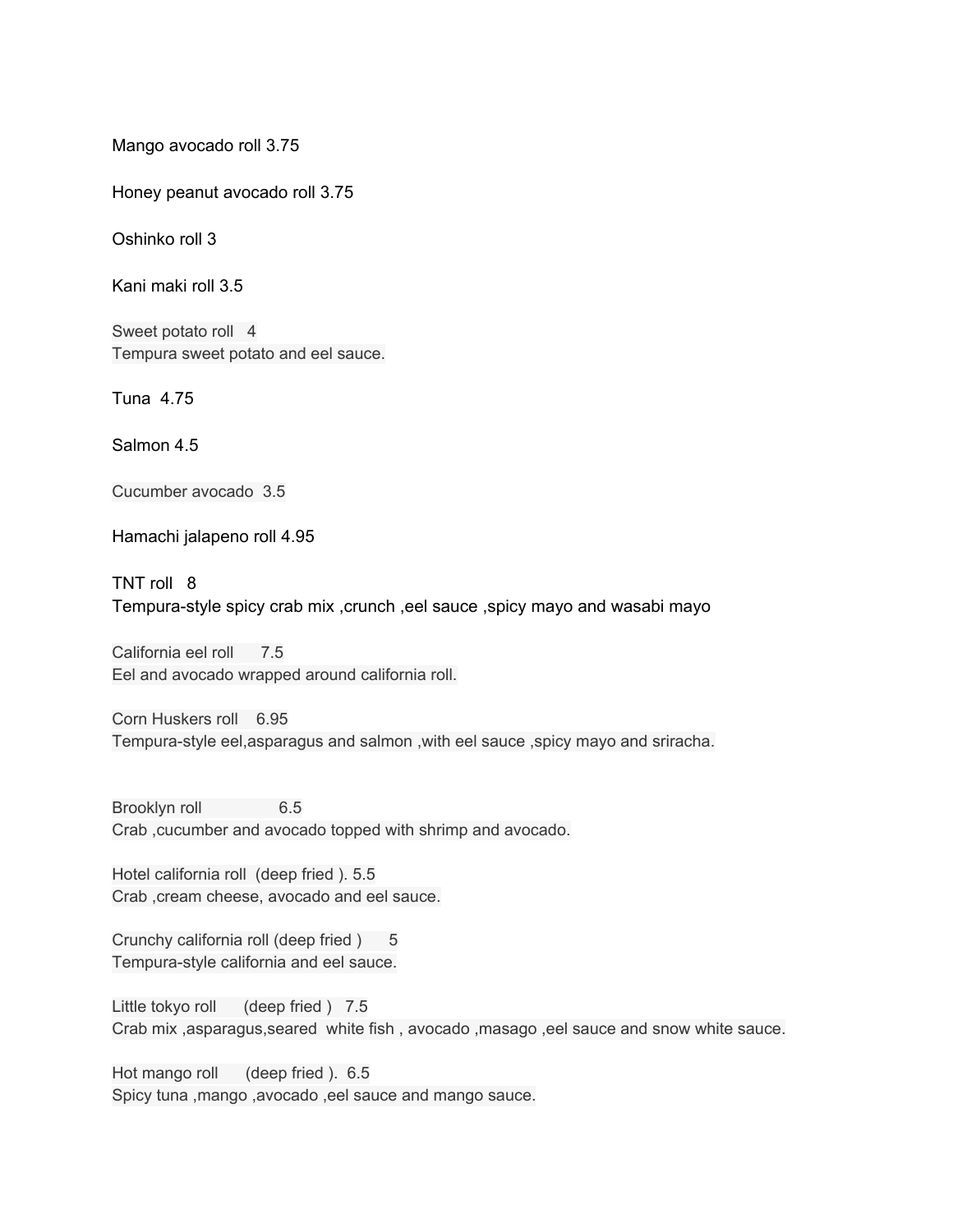Mango avocado roll 3.75

Honey peanut avocado roll 3.75

Oshinko roll 3

Kani maki roll 3.5

Sweet potato roll 4
Tempura sweet potato and eel sauce.

Tuna 4.75

Salmon 4.5

Cucumber avocado 3.5

Hamachi jalapeno roll 4.95

TNT roll 8
Tempura-style spicy crab mix ,crunch ,eel sauce ,spicy mayo and wasabi mayo

California eel roll 7.5
Eel and avocado wrapped around california roll.

Corn Huskers roll 6.95
Tempura-style eel,asparagus and salmon ,with eel sauce ,spicy mayo and sriracha.

Brooklyn roll 6.5
Crab ,cucumber and avocado topped with shrimp and avocado.

Hotel california roll (deep fried ). 5.5
Crab ,cream cheese, avocado and eel sauce.

Crunchy california roll (deep fried ) 5
Tempura-style california and eel sauce.

Little tokyo roll (deep fried ) 7.5
Crab mix ,asparagus,seared white fish , avocado ,masago ,eel sauce and snow white sauce.

Hot mango roll (deep fried ). 6.5
Spicy tuna ,mango ,avocado ,eel sauce and mango sauce.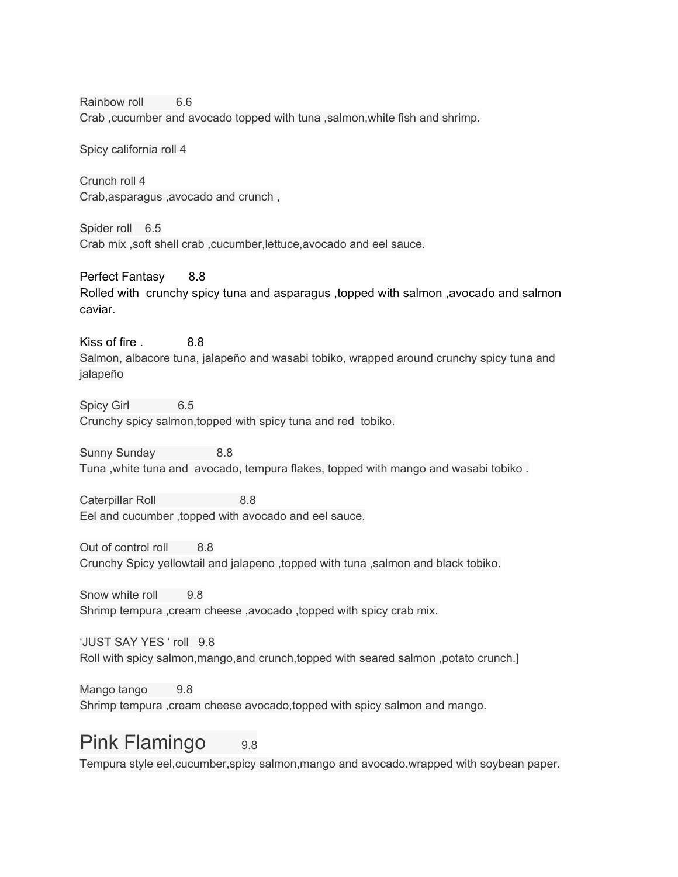Rainbow roll 6.6
Crab ,cucumber and avocado topped with tuna ,salmon,white fish and shrimp.

Spicy california roll 4

Crunch roll 4
Crab,asparagus ,avocado and crunch ,

Spider roll 6.5
Crab mix ,soft shell crab ,cucumber,lettuce,avocado and eel sauce.

Perfect Fantasy 8.8
Rolled with crunchy spicy tuna and asparagus ,topped with salmon ,avocado and salmon caviar.

Kiss of fire . 8.8
Salmon, albacore tuna, jalapeño and wasabi tobiko, wrapped around crunchy spicy tuna and jalapeño

Spicy Girl 6.5
Crunchy spicy salmon,topped with spicy tuna and red tobiko.

Sunny Sunday 8.8
Tuna ,white tuna and avocado, tempura flakes, topped with mango and wasabi tobiko .

Caterpillar Roll 8.8
Eel and cucumber ,topped with avocado and eel sauce.

Out of control roll 8.8
Crunchy Spicy yellowtail and jalapeno ,topped with tuna ,salmon and black tobiko.

Snow white roll 9.8
Shrimp tempura ,cream cheese ,avocado ,topped with spicy crab mix.

'JUST SAY YES ' roll 9.8
Roll with spicy salmon,mango,and crunch,topped with seared salmon ,potato crunch.]

Mango tango 9.8
Shrimp tempura ,cream cheese avocado,topped with spicy salmon and mango.

## Pink Flamingo 9.8

Tempura style eel,cucumber,spicy salmon,mango and avocado.wrapped with soybean paper.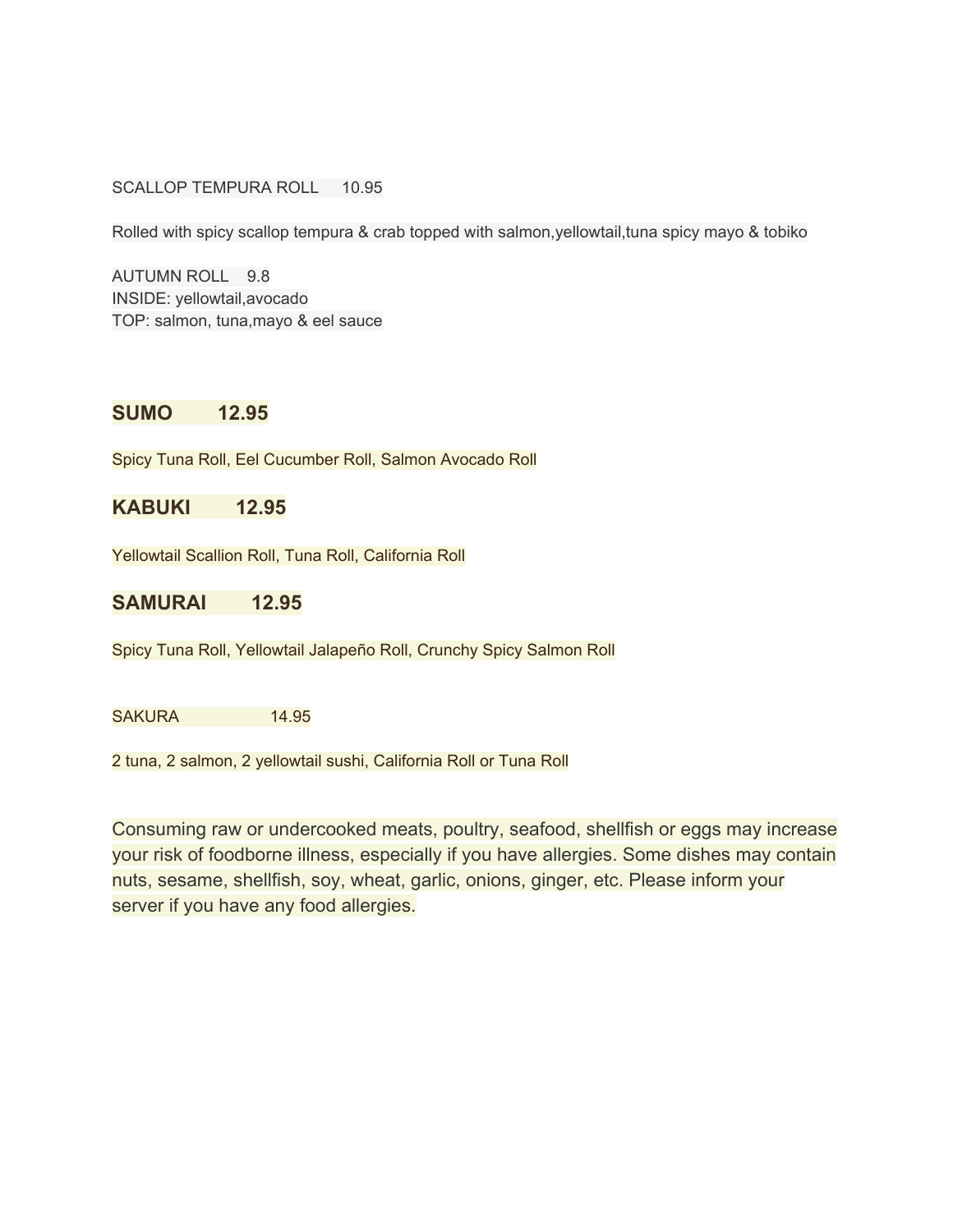SCALLOP TEMPURA ROLL 10.95

Rolled with spicy scallop tempura & crab topped with salmon,yellowtail,tuna spicy mayo & tobiko

AUTUMN ROLL 9.8
INSIDE: yellowtail,avocado
TOP: salmon, tuna,mayo & eel sauce

## SUMO 12.95

Spicy Tuna Roll, Eel Cucumber Roll, Salmon Avocado Roll

## KABUKI 12.95

Yellowtail Scallion Roll, Tuna Roll, California Roll

## SAMURAI 12.95

Spicy Tuna Roll, Yellowtail Jalapeño Roll, Crunchy Spicy Salmon Roll

SAKURA 14.95

2 tuna, 2 salmon, 2 yellowtail sushi, California Roll or Tuna Roll

Consuming raw or undercooked meats, poultry, seafood, shellfish or eggs may increase your risk of foodborne illness, especially if you have allergies. Some dishes may contain nuts, sesame, shellfish, soy, wheat, garlic, onions, ginger, etc. Please inform your server if you have any food allergies.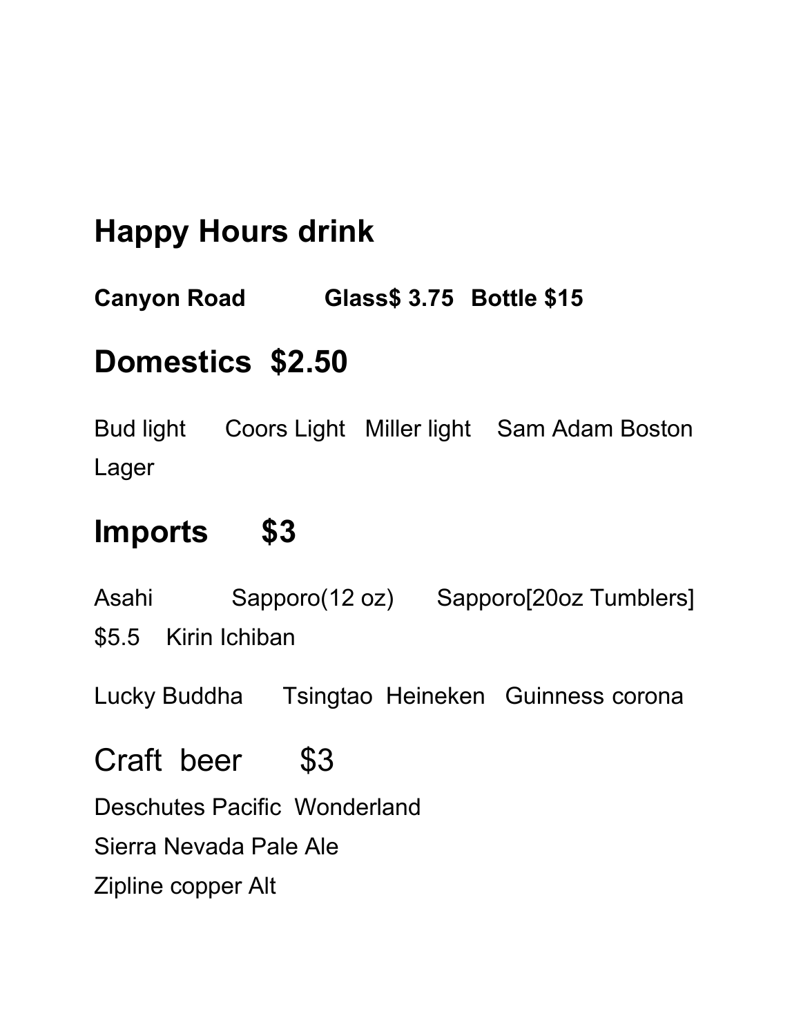# Happy Hours drink

**Canyon Road Glass$ 3.75 Bottle $15**

## Domestics $2.50

Bud light Coors Light Miller light Sam Adam Boston Lager

## Imports $3

Asahi Sapporo(12 oz) Sapporo[20oz Tumblers] $5.5 Kirin Ichiban

Lucky Buddha Tsingtao Heineken Guinness corona

## Craft beer $3

Deschutes Pacific Wonderland

Sierra Nevada Pale Ale

Zipline copper Alt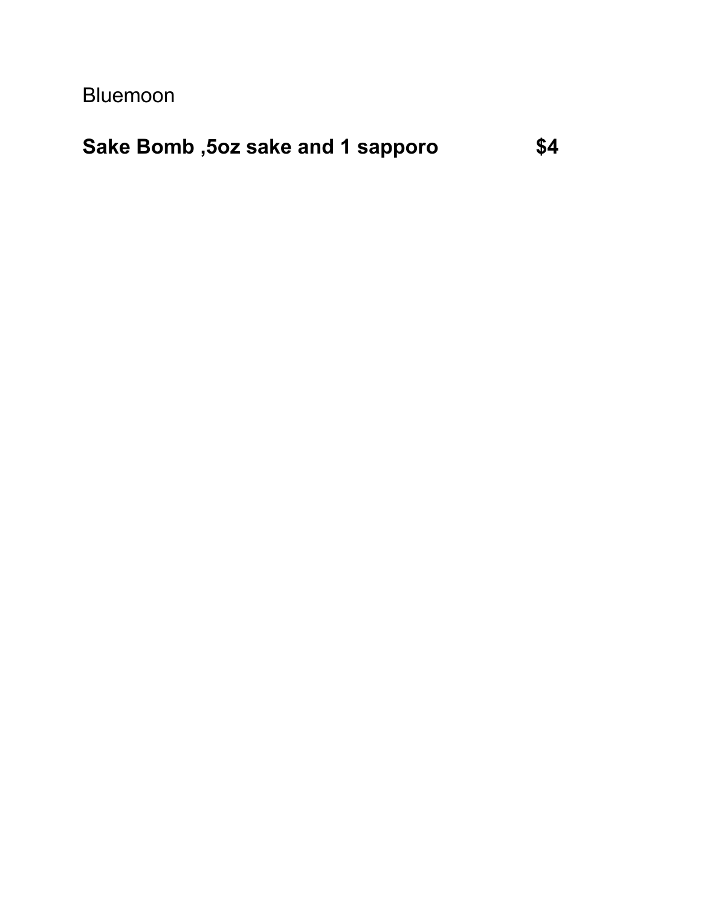Bluemoon

**Sake Bomb ,5oz sake and 1 sapporo $4**